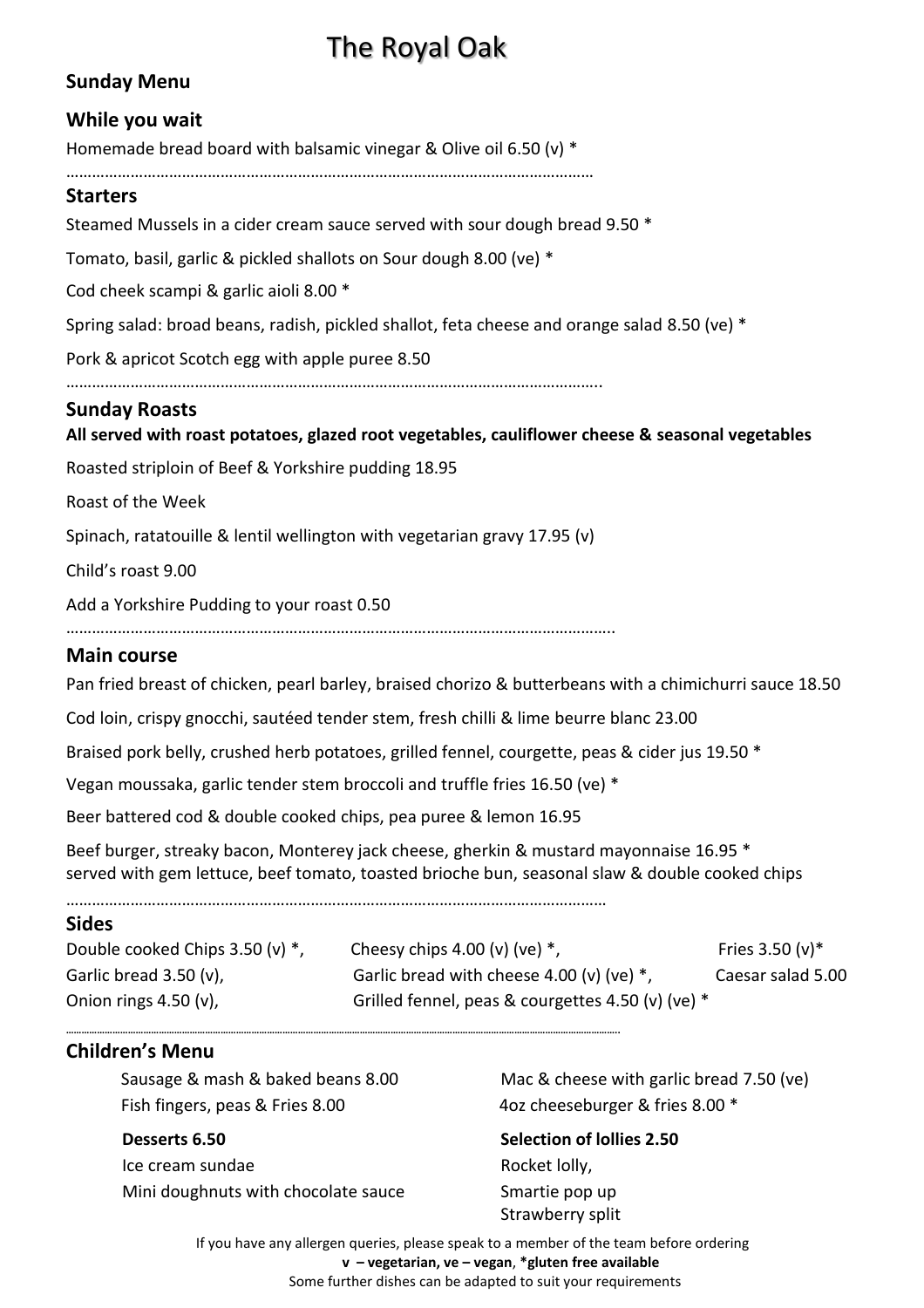# The Royal Oak

## Sunday Menu

### While you wait

Homemade bread board with balsamic vinegar & Olive oil 6.50 (v) *

……………………………………………………………………………………………………

### Starters

Steamed Mussels in a cider cream sauce served with sour dough bread 9.50 *

Tomato, basil, garlic & pickled shallots on Sour dough 8.00 (ve) *

Cod cheek scampi & garlic aioli 8.00 *

Spring salad: broad beans, radish, pickled shallot, feta cheese and orange salad 8.50 (ve) *

Pork & apricot Scotch egg with apple puree 8.50

……………………………………………………………………………………………………..

### Sunday Roasts

**All served with roast potatoes, glazed root vegetables, cauliflower cheese & seasonal vegetables**

Roasted striploin of Beef & Yorkshire pudding 18.95

Roast of the Week

Spinach, ratatouille & lentil wellington with vegetarian gravy 17.95 (v)

Child's roast 9.00

Add a Yorkshire Pudding to your roast 0.50

……………………………………………………………………………………………………..

### Main course

Pan fried breast of chicken, pearl barley, braised chorizo & butterbeans with a chimichurri sauce 18.50

Cod loin, crispy gnocchi, sautéed tender stem, fresh chilli & lime beurre blanc 23.00

Braised pork belly, crushed herb potatoes, grilled fennel, courgette, peas & cider jus 19.50 *

Vegan moussaka, garlic tender stem broccoli and truffle fries 16.50 (ve) *

Beer battered cod & double cooked chips, pea puree & lemon 16.95

Beef burger, streaky bacon, Monterey jack cheese, gherkin & mustard mayonnaise 16.95 *
served with gem lettuce, beef tomato, toasted brioche bun, seasonal slaw & double cooked chips

……………………………………………………………………………………………………

### Sides

Double cooked Chips 3.50 (v) *, Cheesy chips 4.00 (v) (ve) *, Fries 3.50 (v)*

Garlic bread 3.50 (v), Garlic bread with cheese 4.00 (v) (ve) *, Caesar salad 5.00

Onion rings 4.50 (v), Grilled fennel, peas & courgettes 4.50 (v) (ve) *

……………………………………………………………………………………………………

### Children's Menu

Sausage & mash & baked beans 8.00

Mac & cheese with garlic bread 7.50 (ve)

Fish fingers, peas & Fries 8.00

4oz cheeseburger & fries 8.00 *

**Desserts 6.50**

Ice cream sundae

Mini doughnuts with chocolate sauce

**Selection of lollies 2.50**

Rocket lolly,

Smartie pop up

Strawberry split

If you have any allergen queries, please speak to a member of the team before ordering

**v – vegetarian, ve – vegan, *gluten free available**

Some further dishes can be adapted to suit your requirements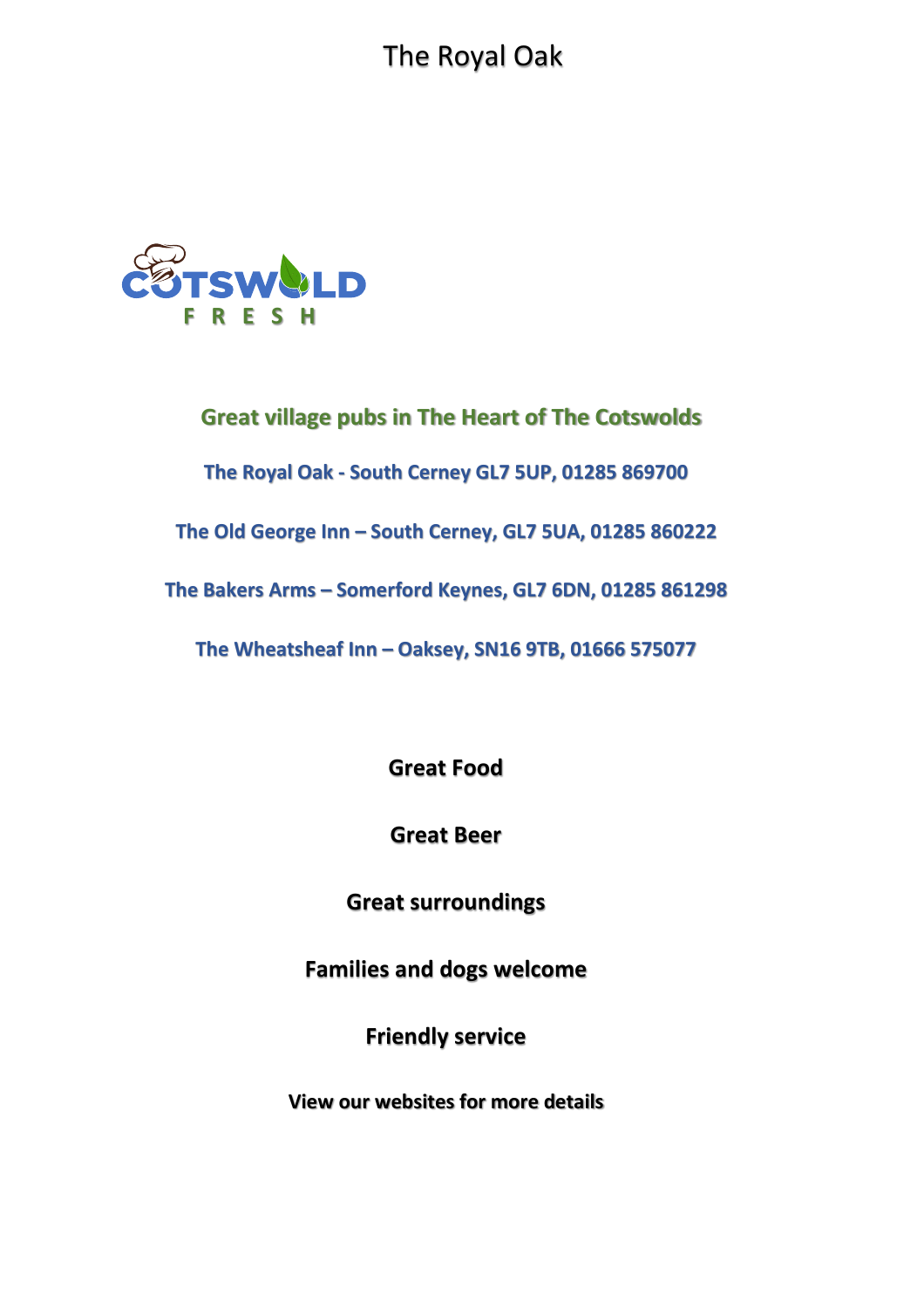COTSWOLD FRESH

## Great village pubs in The Heart of The Cotswolds

**The Royal Oak - South Cerney GL7 5UP, 01285 869700**

**The Old George Inn – South Cerney, GL7 5UA, 01285 860222**

**The Bakers Arms – Somerford Keynes, GL7 6DN, 01285 861298**

**The Wheatsheaf Inn – Oaksey, SN16 9TB, 01666 575077**

**Great Food**

**Great Beer**

**Great surroundings**

**Families and dogs welcome**

**Friendly service**

**View our websites for more details**